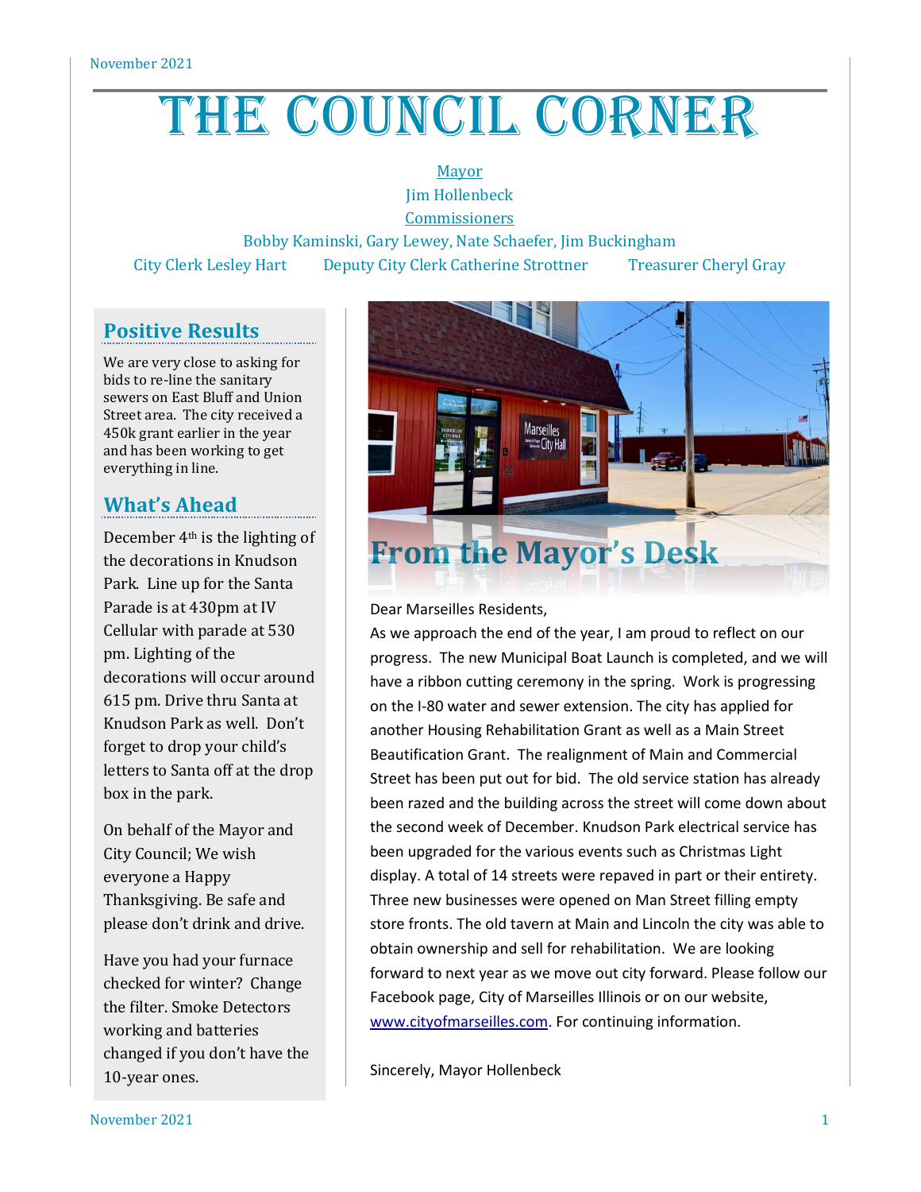# THE COUNCIL CORNER

Mayor
Jim Hollenbeck
Commissioners
Bobby Kaminski, Gary Lewey, Nate Schaefer, Jim Buckingham
City Clerk Lesley Hart     Deputy City Clerk Catherine Strottner     Treasurer Cheryl Gray

## Positive Results

We are very close to asking for bids to re-line the sanitary sewers on East Bluff and Union Street area. The city received a 450k grant earlier in the year and has been working to get everything in line.

## What's Ahead

December 4th is the lighting of the decorations in Knudson Park. Line up for the Santa Parade is at 430pm at IV Cellular with parade at 530 pm. Lighting of the decorations will occur around 615 pm. Drive thru Santa at Knudson Park as well. Don't forget to drop your child's letters to Santa off at the drop box in the park.

On behalf of the Mayor and City Council; We wish everyone a Happy Thanksgiving. Be safe and please don't drink and drive.

Have you had your furnace checked for winter? Change the filter. Smoke Detectors working and batteries changed if you don't have the 10-year ones.

## From the Mayor's Desk

Dear Marseilles Residents,

As we approach the end of the year, I am proud to reflect on our progress. The new Municipal Boat Launch is completed, and we will have a ribbon cutting ceremony in the spring. Work is progressing on the I-80 water and sewer extension. The city has applied for another Housing Rehabilitation Grant as well as a Main Street Beautification Grant. The realignment of Main and Commercial Street has been put out for bid. The old service station has already been razed and the building across the street will come down about the second week of December. Knudson Park electrical service has been upgraded for the various events such as Christmas Light display. A total of 14 streets were repaved in part or their entirety. Three new businesses were opened on Man Street filling empty store fronts. The old tavern at Main and Lincoln the city was able to obtain ownership and sell for rehabilitation. We are looking forward to next year as we move out city forward. Please follow our Facebook page, City of Marseilles Illinois or on our website, www.cityofmarseilles.com. For continuing information.

Sincerely, Mayor Hollenbeck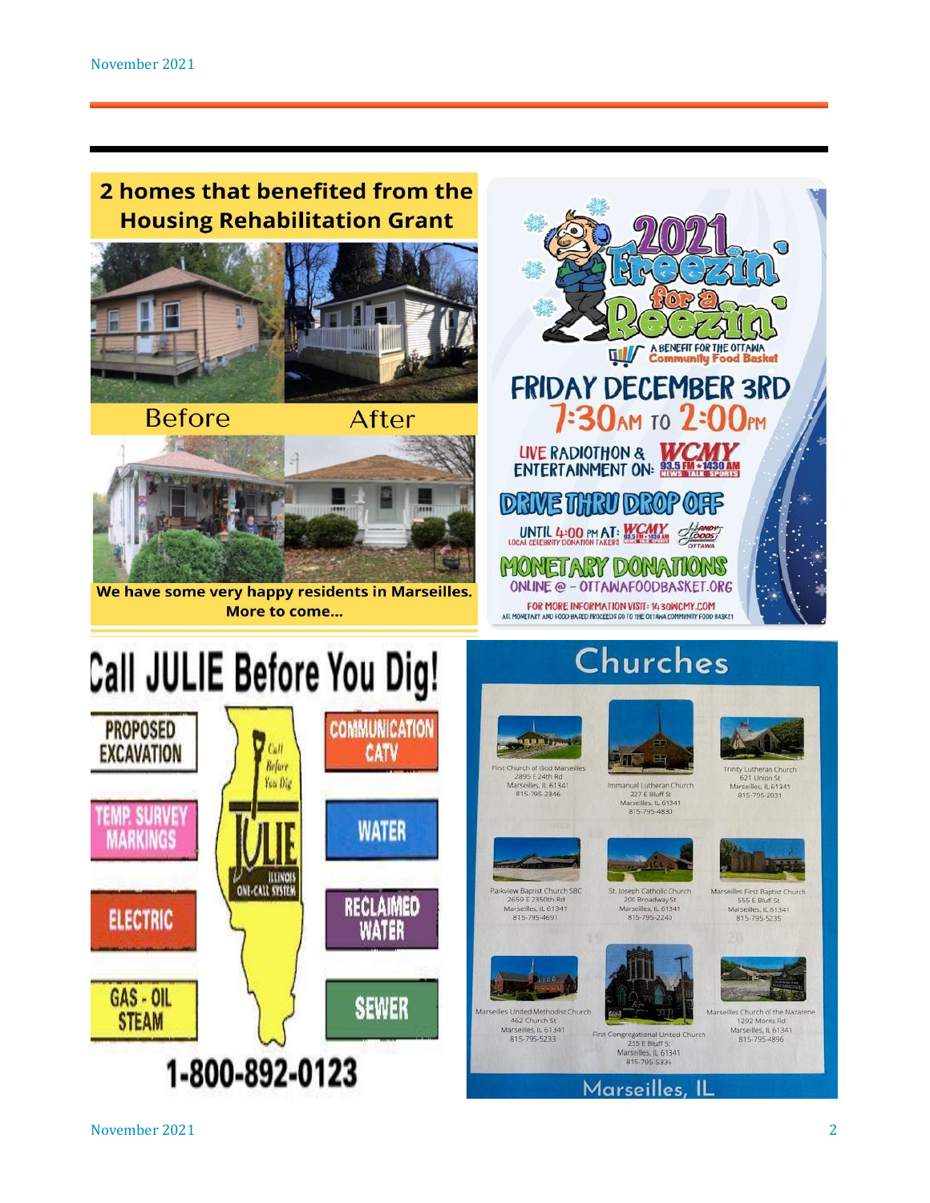## 2 homes that benefited from the Housing Rehabilitation Grant

Before After

**We have some very happy residents in Marseilles. More to come...**

2021 Freezin' for a Reezin'

A BENEFIT FOR THE OTTAWA Community Food Basket

FRIDAY DECEMBER 3RD

7:30AM TO 2:00PM

LIVE RADIOTHON & ENTERTAINMENT ON: WCMY 93.5 FM • 1430 AM NEWS TALK SPORTS

DRIVE THRU DROP OFF

UNTIL 4:00 PM AT: WCMY LOCAL CELEBRITY DONATION TAKERS Handy Foods Ottawa

MONETARY DONATIONS

ONLINE @ - OTTAWAFOODBASKET.ORG

FOR MORE INFORMATION VISIT: 1430WCMY.COM

ALL MONETARY AND FOOD BASED PROCEEDS GO TO THE OTTAWA COMMUNITY FOOD BASKET

## Call JULIE Before You Dig!

PROPOSED EXCAVATION

TEMP. SURVEY MARKINGS

ELECTRIC

GAS - OIL STEAM

COMMUNICATION CATV

WATER

RECLAIMED WATER

SEWER

Call Before You Dig JULIE ILLINOIS ONE-CALL SYSTEM

1-800-892-0123

## Churches

First Church of God Marseilles
2895 E 24th Rd
Marseilles, IL 61341
815-795-2346

Immanuel Lutheran Church
227 E Bluff St
Marseilles, IL 61341
815-795-4830

Trinity Lutheran Church
621 Union St
Marseilles, IL 61341
815-795-2031

Parkview Baptist Church SBC
2659 E 2350th Rd
Marseilles, IL 61341
815-795-4691

St. Joseph Catholic Church
200 Broadway St
Marseilles, IL 61341
815-795-2240

Marseilles First Baptist Church
555 E Bluff St
Marseilles, IL 61341
815-795-5235

Marseilles United Methodist Church
462 Church St
Marseilles, IL 61341
815-795-5233

First Congregational United Church
255 E Bluff St
Marseilles, IL 61341
815-795-5336

Marseilles Church of the Nazarene
1292 Morris Rd
Marseilles, IL 61341
815-795-4896

Marseilles, IL